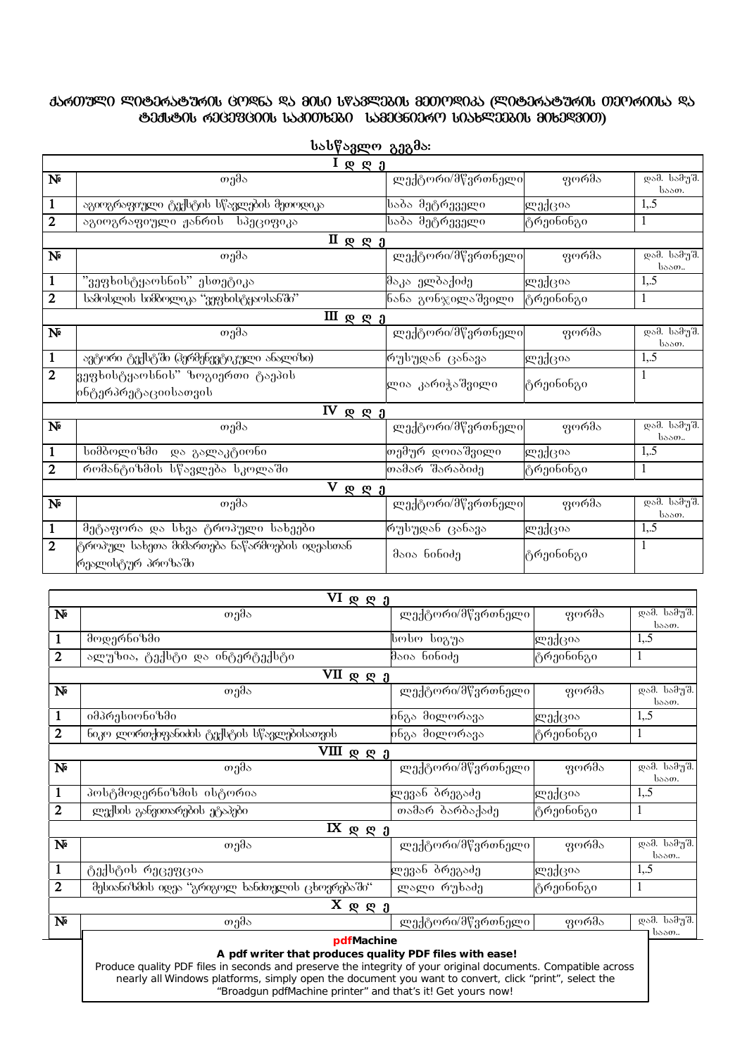# ქართული ლიტერატურის ცოდნა და მისი სწავლების მეთოდიკა (ლიტერატურის თეორიისა და ტექსტის რეცეფციის საკითხები სამეცნიერო სიახლეების მიხედვით)

## სასწავლო გეგმა:

| I დ ღ ე | | | | |
|---|---|---|---|---|
| № | თემა | ლექტორი/მწვრთნელი | ფორმა | დამ. სამუშ. საათ. |
| 1 | აგიოგრაფიული ტექსტის სწავლების მეთოდიკა | საბა მეტრეველი | ლექცია | 1,5 |
| 2 | აგიოგრაფიული ჟანრის სპეციფიკა | საბა მეტრეველი | ტრეინინგი | 1 |
| **II დ ღ ე** | | | | |
| № | თემა | ლექტორი/მწვრთნელი | ფორმა | დამ. სამუშ. საათ.. |
| 1 | "ვეფხისტყაოსნის" ესთეტიკა | მაკა ელბაქიძე | ლექცია | 1,5 |
| 2 | სამოსლის სიმბოლიკა "ვეფხისტყაოსანში" | ნანა გონჯილაშვილი | ტრეინინგი | 1 |
| **III დ ღ ე** | | | | |
| № | თემა | ლექტორი/მწვრთნელი | ფორმა | დამ. სამუშ. საათ. |
| 1 | ავტორი ტექსტში (ჰერმენევტიკული ანალიზი) | რუსუდან ცანავა | ლექცია | 1,5 |
| 2 | ვეფხისტყაოსნის" ზოგიერთი ტაეპის ინტერპრეტაციისათვის | ლია კარიჭაშვილი | ტრეინინგი | 1 |
| **IV დ ღ ე** | | | | |
| № | თემა | ლექტორი/მწვრთნელი | ფორმა | დამ. სამუშ. საათ.. |
| 1 | სიმბოლიზმი და გალაკტიონი | თემურ დოიაშვილი | ლექცია | 1,5 |
| 2 | რომანტიზმის სწავლება სკოლაში | თამარ შარაბიძე | ტრეინინგი | 1 |
| **V დ ღ ე** | | | | |
| № | თემა | ლექტორი/მწვრთნელი | ფორმა | დამ. სამუშ. საათ. |
| 1 | მეტაფორა და სხვა ტროპული სახეები | რუსუდან ცანავა | ლექცია | 1,5 |
| 2 | ტროპულ სახეთა მიმართება ნაწარმოების იდეასთან რეალისტურ პროზაში | მაია ნინიძე | ტრეინინგი | 1 |

| VI დ ღ ე | | | | |
|---|---|---|---|---|
| № | თემა | ლექტორი/მწვრთნელი | ფორმა | დამ. სამუშ. საათ. |
| 1 | მოდერნიზმი | სოსო სიგუა | ლექცია | 1,5 |
| 2 | ალუზია, ტექსტი და ინტერტექსტი | მაია ნინიძე | ტრეინინგი | 1 |
| **VII დ ღ ე** | | | | |
| № | თემა | ლექტორი/მწვრთნელი | ფორმა | დამ. სამუშ. საათ. |
| 1 | იმპრესიონიზმი | ინგა მილორავა | ლექცია | 1,5 |
| 2 | ნიკო ლორთქიფანიძის ტექსტის სწავლებისათვის | ინგა მილორავა | ტრეინინგი | 1 |
| **VIII დ ღ ე** | | | | |
| № | თემა | ლექტორი/მწვრთნელი | ფორმა | დამ. სამუშ. საათ. |
| 1 | პოსტმოდერნიზმის ისტორია | ლევან ბრეგაძე | ლექცია | 1,5 |
| 2 | ლექსის განვითარების ეტაპები | თამარ ბარბაქაძე | ტრეინინგი | 1 |
| **IX დ ღ ე** | | | | |
| № | თემა | ლექტორი/მწვრთნელი | ფორმა | დამ. სამუშ. საათ.. |
| 1 | ტექსტის რეცეფცია | ლევან ბრეგაძე | ლექცია | 1,5 |
| 2 | მესიანიზმის იდეა "გრიგოლ ხანძთელის ცხოვრებაში" | ლალი რუხაძე | ტრეინინგი | 1 |
| **X დ ღ ე** | | | | |
| № | თემა | ლექტორი/მწვრთნელი | ფორმა | დამ. სამუშ. საათ.. |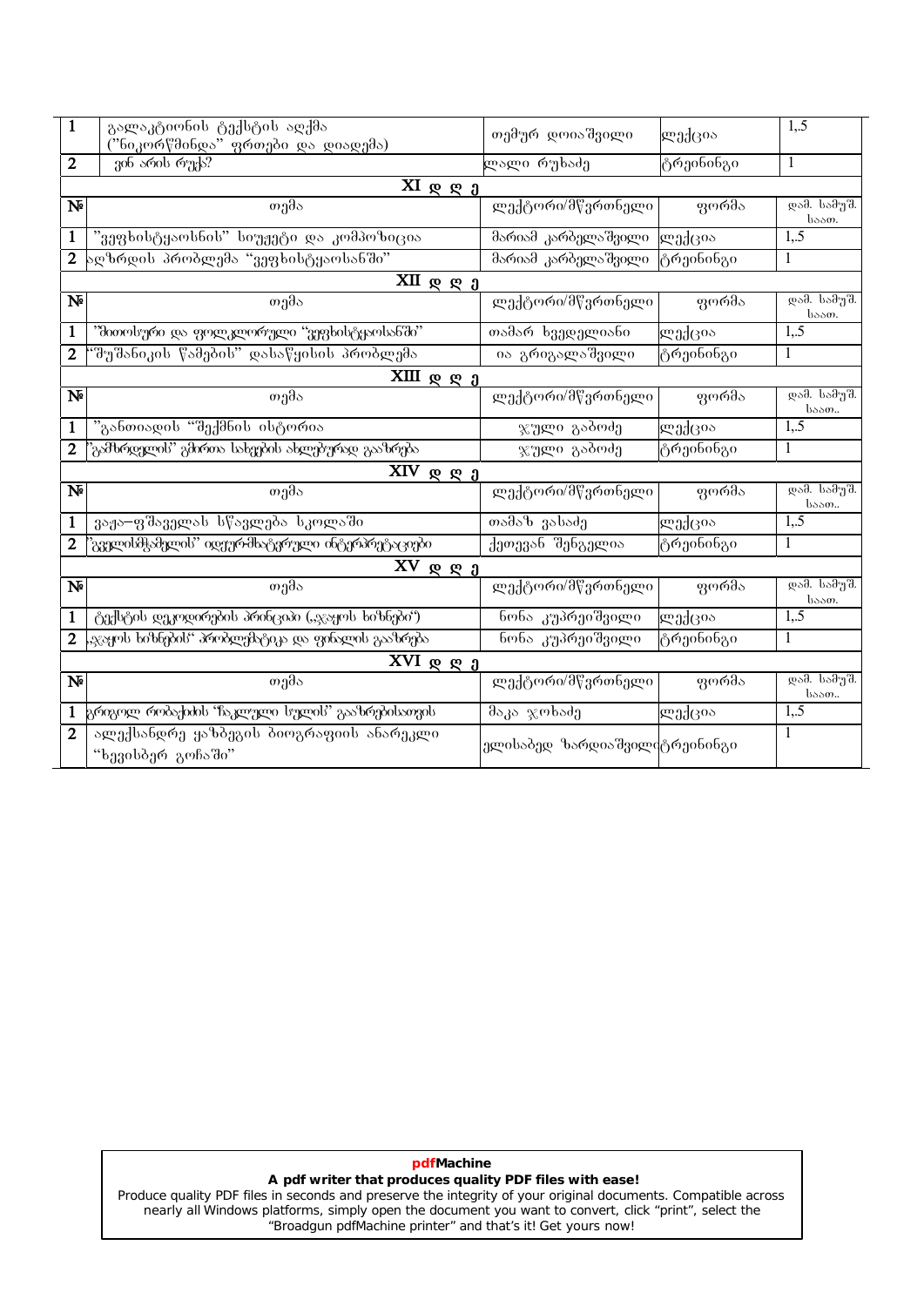| | | | | |
|---|---|---|---|---|
| 1 | გალაკტიონის ტექსტის აღქმა ("ნიკორწმინდა" ფრთები და დიადემა) | თემურ დოიაშვილი | ლექცია | 1,5 |
| 2 | ვინ არის რუჰ? | ლალი რუხაძე | ტრეინინგი | 1 |
| | **XI დ დ ე** | | | |
| № | თემა | ლექტორი/მწვრთნელი | ფორმა | დამ. სამუშ. საათ. |
| 1 | "ვეფხისტყაოსნის" სიუჟეტი და კომპოზიცია | მარიამ კარბელაშვილი | ლექცია | 1,5 |
| 2 | აღზრდის პრობლემა "ვეფხისტყაოსანში" | მარიამ კარბელაშვილი | ტრეინინგი | 1 |
| | **XII დ დ ე** | | | |
| № | თემა | ლექტორი/მწვრთნელი | ფორმა | დამ. სამუშ. საათ. |
| 1 | "მითოსური და ფოლკლორული "ვეფხისტყაოსანში" | თამარ ხვედელიანი | ლექცია | 1,5 |
| 2 | "შუშანიკის წამების" დასაწყისის პრობლემა | ია გრიგალაშვილი | ტრეინინგი | 1 |
| | **XIII დ დ ე** | | | |
| № | თემა | ლექტორი/მწვრთნელი | ფორმა | დამ. სამუშ. საათ.. |
| 1 | "განთიადის "შექმნის ისტორია | ჯული გაბოძე | ლექცია | 1,5 |
| 2 | "გამზრდელის" გმირთა სახეების ახლებურად გააზრება | ჯული გაბოძე | ტრეინინგი | 1 |
| | **XIV დ დ ე** | | | |
| № | თემა | ლექტორი/მწვრთნელი | ფორმა | დამ. სამუშ. საათ.. |
| 1 | ვაჟა–ფშაველას სწავლება სკოლაში | თამაზ ვასაძე | ლექცია | 1,5 |
| 2 | "გველისმჭამელის" იდეურ-მხატვრული ინტერპრეტაციები | ქეთევან შენგელია | ტრეინინგი | 1 |
| | **XV დ დ ე** | | | |
| № | თემა | ლექტორი/მწვრთნელი | ფორმა | დამ. სამუშ. საათ. |
| 1 | ტექსტის დეკოდირების პრინციპი („ჯაყოს ხიზნები") | ნონა კუპრეიშვილი | ლექცია | 1,5 |
| 2 | „ჯაყოს ხიზნების" პრობლემატიკა და ფინალის გააზრება | ნონა კუპრეიშვილი | ტრეინინგი | 1 |
| | **XVI დ დ ე** | | | |
| № | თემა | ლექტორი/მწვრთნელი | ფორმა | დამ. სამუშ. საათ.. |
| 1 | გრიგოლ რობაქიძის "ჩაკლული სულის" გააზრებისათვის | მაკა ჯოხაძე | ლექცია | 1,5 |
| 2 | ალექსანდრე ყაზბეგის ბიოგრაფიის ანარეკლი "ხევისბერ გოჩაში" | ელისაბედ ზარდიაშვილი | ტრეინინგი | 1 |

**pdfMachine**
**A pdf writer that produces quality PDF files with ease!**
Produce quality PDF files in seconds and preserve the integrity of your original documents. Compatible across nearly all Windows platforms, simply open the document you want to convert, click "print", select the "Broadgun pdfMachine printer" and that's it! Get yours now!